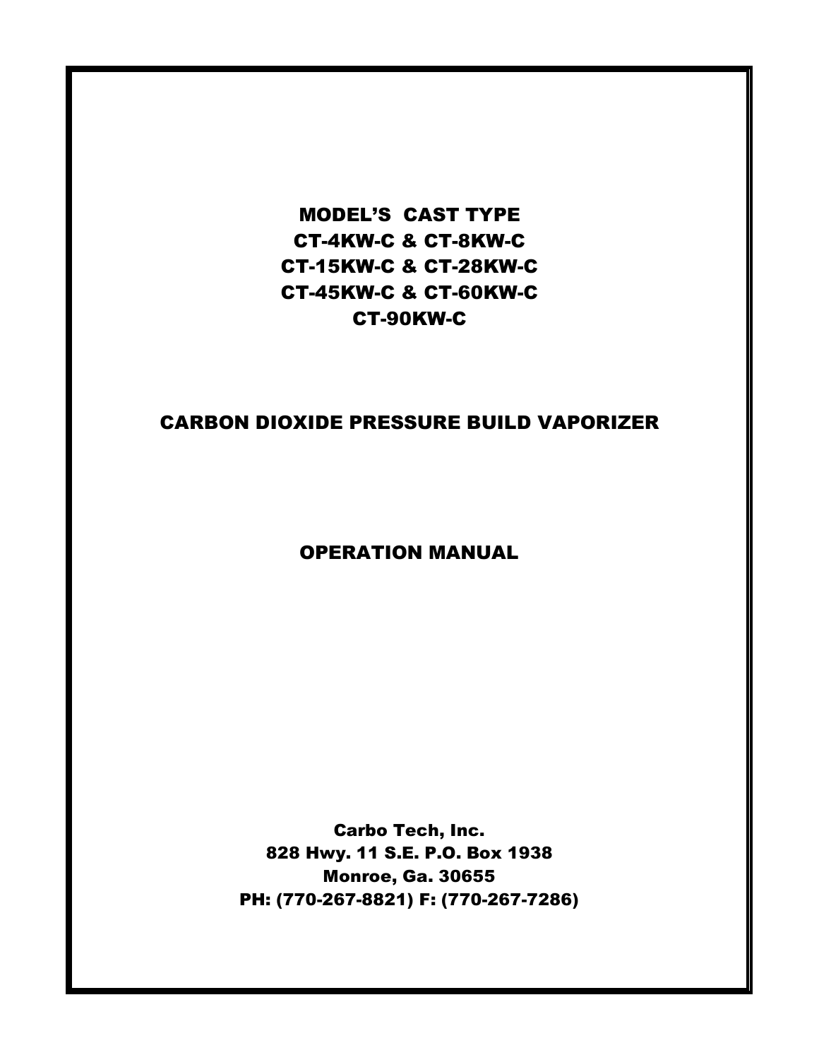# MODEL'S CAST TYPE
# CT-4KW-C & CT-8KW-C
# CT-15KW-C & CT-28KW-C
# CT-45KW-C & CT-60KW-C
# CT-90KW-C

## CARBON DIOXIDE PRESSURE BUILD VAPORIZER

## OPERATION MANUAL

**Carbo Tech, Inc.**
**828 Hwy. 11 S.E. P.O. Box 1938**
**Monroe, Ga. 30655**
**PH: (770-267-8821) F: (770-267-7286)**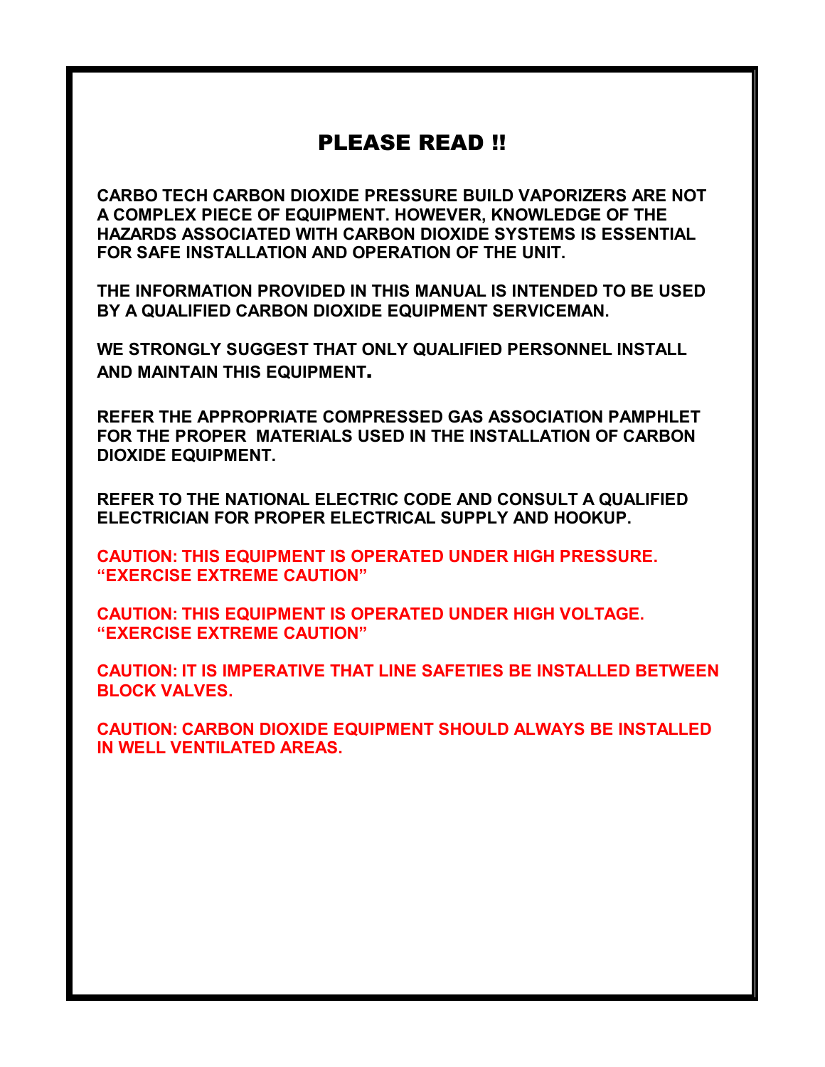# PLEASE READ !!

**CARBO TECH CARBON DIOXIDE PRESSURE BUILD VAPORIZERS ARE NOT A COMPLEX PIECE OF EQUIPMENT. HOWEVER, KNOWLEDGE OF THE HAZARDS ASSOCIATED WITH CARBON DIOXIDE SYSTEMS IS ESSENTIAL FOR SAFE INSTALLATION AND OPERATION OF THE UNIT.**

**THE INFORMATION PROVIDED IN THIS MANUAL IS INTENDED TO BE USED BY A QUALIFIED CARBON DIOXIDE EQUIPMENT SERVICEMAN.**

**WE STRONGLY SUGGEST THAT ONLY QUALIFIED PERSONNEL INSTALL AND MAINTAIN THIS EQUIPMENT.**

**REFER THE APPROPRIATE COMPRESSED GAS ASSOCIATION PAMPHLET FOR THE PROPER MATERIALS USED IN THE INSTALLATION OF CARBON DIOXIDE EQUIPMENT.**

**REFER TO THE NATIONAL ELECTRIC CODE AND CONSULT A QUALIFIED ELECTRICIAN FOR PROPER ELECTRICAL SUPPLY AND HOOKUP.**

**CAUTION: THIS EQUIPMENT IS OPERATED UNDER HIGH PRESSURE. "EXERCISE EXTREME CAUTION"**

**CAUTION: THIS EQUIPMENT IS OPERATED UNDER HIGH VOLTAGE. "EXERCISE EXTREME CAUTION"**

**CAUTION: IT IS IMPERATIVE THAT LINE SAFETIES BE INSTALLED BETWEEN BLOCK VALVES.**

**CAUTION: CARBON DIOXIDE EQUIPMENT SHOULD ALWAYS BE INSTALLED IN WELL VENTILATED AREAS.**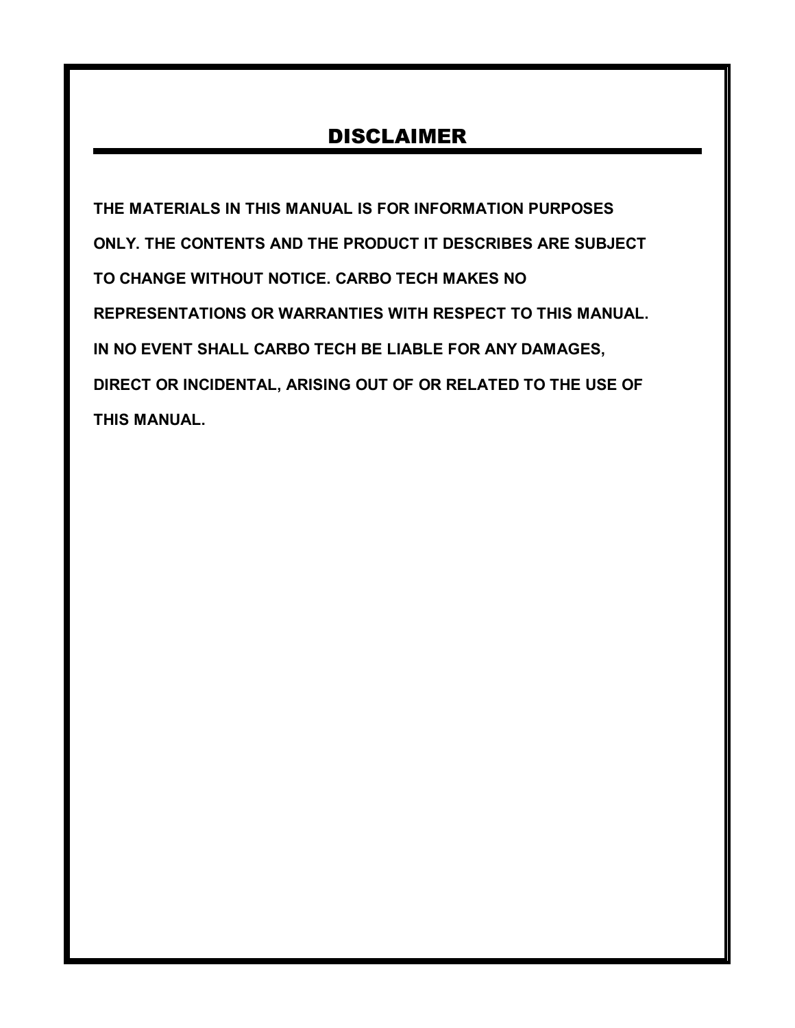# DISCLAIMER

**THE MATERIALS IN THIS MANUAL IS FOR INFORMATION PURPOSES ONLY. THE CONTENTS AND THE PRODUCT IT DESCRIBES ARE SUBJECT TO CHANGE WITHOUT NOTICE. CARBO TECH MAKES NO REPRESENTATIONS OR WARRANTIES WITH RESPECT TO THIS MANUAL. IN NO EVENT SHALL CARBO TECH BE LIABLE FOR ANY DAMAGES, DIRECT OR INCIDENTAL, ARISING OUT OF OR RELATED TO THE USE OF THIS MANUAL.**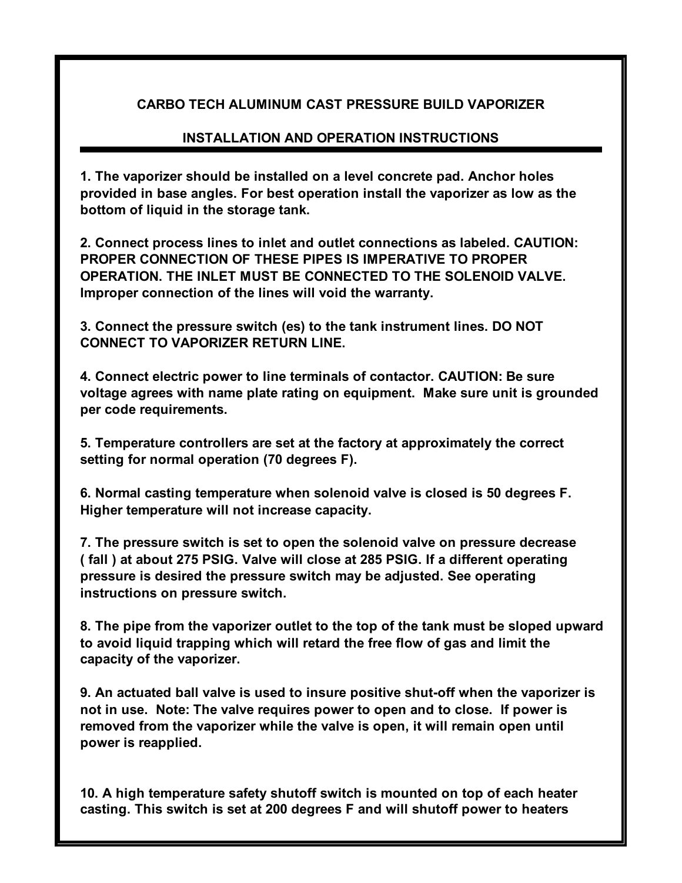## CARBO TECH ALUMINUM CAST PRESSURE BUILD VAPORIZER

## INSTALLATION AND OPERATION INSTRUCTIONS

**1. The vaporizer should be installed on a level concrete pad. Anchor holes provided in base angles. For best operation install the vaporizer as low as the bottom of liquid in the storage tank.**

**2. Connect process lines to inlet and outlet connections as labeled. CAUTION: PROPER CONNECTION OF THESE PIPES IS IMPERATIVE TO PROPER OPERATION. THE INLET MUST BE CONNECTED TO THE SOLENOID VALVE. Improper connection of the lines will void the warranty.**

**3. Connect the pressure switch (es) to the tank instrument lines. DO NOT CONNECT TO VAPORIZER RETURN LINE.**

**4. Connect electric power to line terminals of contactor. CAUTION: Be sure voltage agrees with name plate rating on equipment. Make sure unit is grounded per code requirements.**

**5. Temperature controllers are set at the factory at approximately the correct setting for normal operation (70 degrees F).**

**6. Normal casting temperature when solenoid valve is closed is 50 degrees F. Higher temperature will not increase capacity.**

**7. The pressure switch is set to open the solenoid valve on pressure decrease ( fall ) at about 275 PSIG. Valve will close at 285 PSIG. If a different operating pressure is desired the pressure switch may be adjusted. See operating instructions on pressure switch.**

**8. The pipe from the vaporizer outlet to the top of the tank must be sloped upward to avoid liquid trapping which will retard the free flow of gas and limit the capacity of the vaporizer.**

**9. An actuated ball valve is used to insure positive shut-off when the vaporizer is not in use. Note: The valve requires power to open and to close. If power is removed from the vaporizer while the valve is open, it will remain open until power is reapplied.**

**10. A high temperature safety shutoff switch is mounted on top of each heater casting. This switch is set at 200 degrees F and will shutoff power to heaters**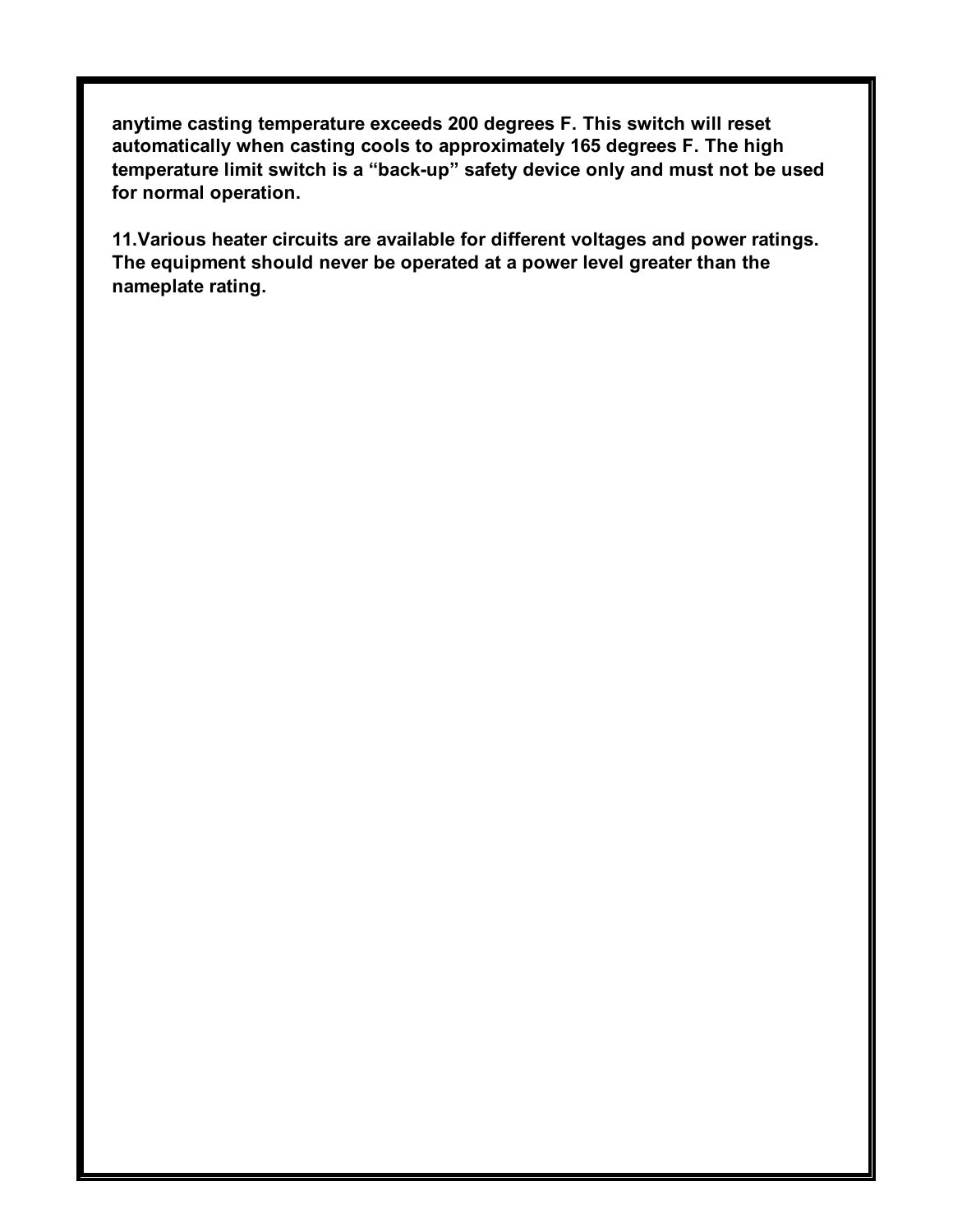**anytime casting temperature exceeds 200 degrees F. This switch will reset automatically when casting cools to approximately 165 degrees F. The high temperature limit switch is a "back-up" safety device only and must not be used for normal operation.**

**11. Various heater circuits are available for different voltages and power ratings. The equipment should never be operated at a power level greater than the nameplate rating.**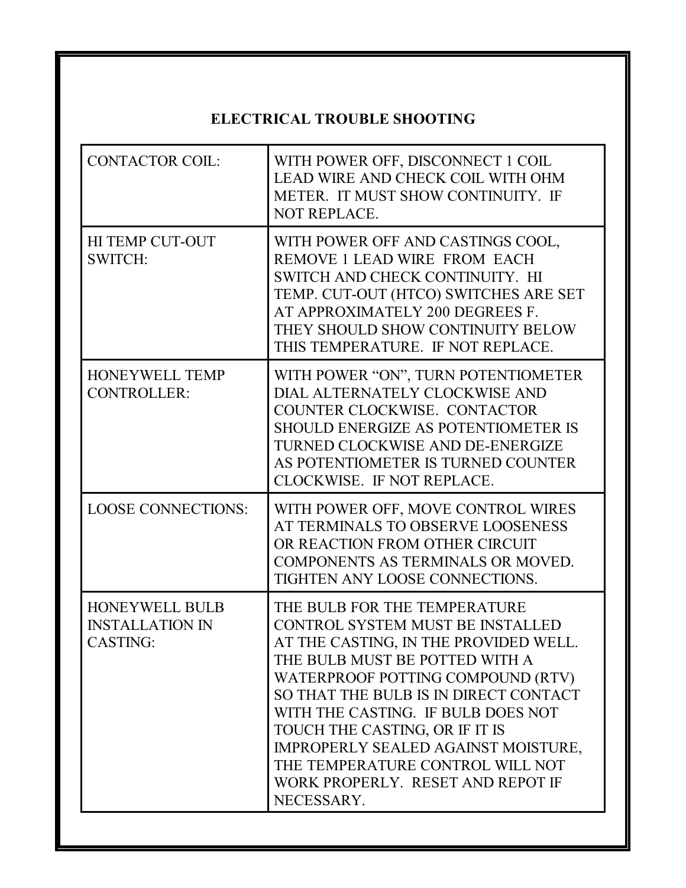## ELECTRICAL TROUBLE SHOOTING

| | |
|---|---|
| CONTACTOR COIL: | WITH POWER OFF, DISCONNECT 1 COIL LEAD WIRE AND CHECK COIL WITH OHM METER. IT MUST SHOW CONTINUITY. IF NOT REPLACE. |
| HI TEMP CUT-OUT SWITCH: | WITH POWER OFF AND CASTINGS COOL, REMOVE 1 LEAD WIRE FROM EACH SWITCH AND CHECK CONTINUITY. HI TEMP. CUT-OUT (HTCO) SWITCHES ARE SET AT APPROXIMATELY 200 DEGREES F. THEY SHOULD SHOW CONTINUITY BELOW THIS TEMPERATURE. IF NOT REPLACE. |
| HONEYWELL TEMP CONTROLLER: | WITH POWER "ON", TURN POTENTIOMETER DIAL ALTERNATELY CLOCKWISE AND COUNTER CLOCKWISE. CONTACTOR SHOULD ENERGIZE AS POTENTIOMETER IS TURNED CLOCKWISE AND DE-ENERGIZE AS POTENTIOMETER IS TURNED COUNTER CLOCKWISE. IF NOT REPLACE. |
| LOOSE CONNECTIONS: | WITH POWER OFF, MOVE CONTROL WIRES AT TERMINALS TO OBSERVE LOOSENESS OR REACTION FROM OTHER CIRCUIT COMPONENTS AS TERMINALS OR MOVED. TIGHTEN ANY LOOSE CONNECTIONS. |
| HONEYWELL BULB INSTALLATION IN CASTING: | THE BULB FOR THE TEMPERATURE CONTROL SYSTEM MUST BE INSTALLED AT THE CASTING, IN THE PROVIDED WELL. THE BULB MUST BE POTTED WITH A WATERPROOF POTTING COMPOUND (RTV) SO THAT THE BULB IS IN DIRECT CONTACT WITH THE CASTING. IF BULB DOES NOT TOUCH THE CASTING, OR IF IT IS IMPROPERLY SEALED AGAINST MOISTURE, THE TEMPERATURE CONTROL WILL NOT WORK PROPERLY. RESET AND REPOT IF NECESSARY. |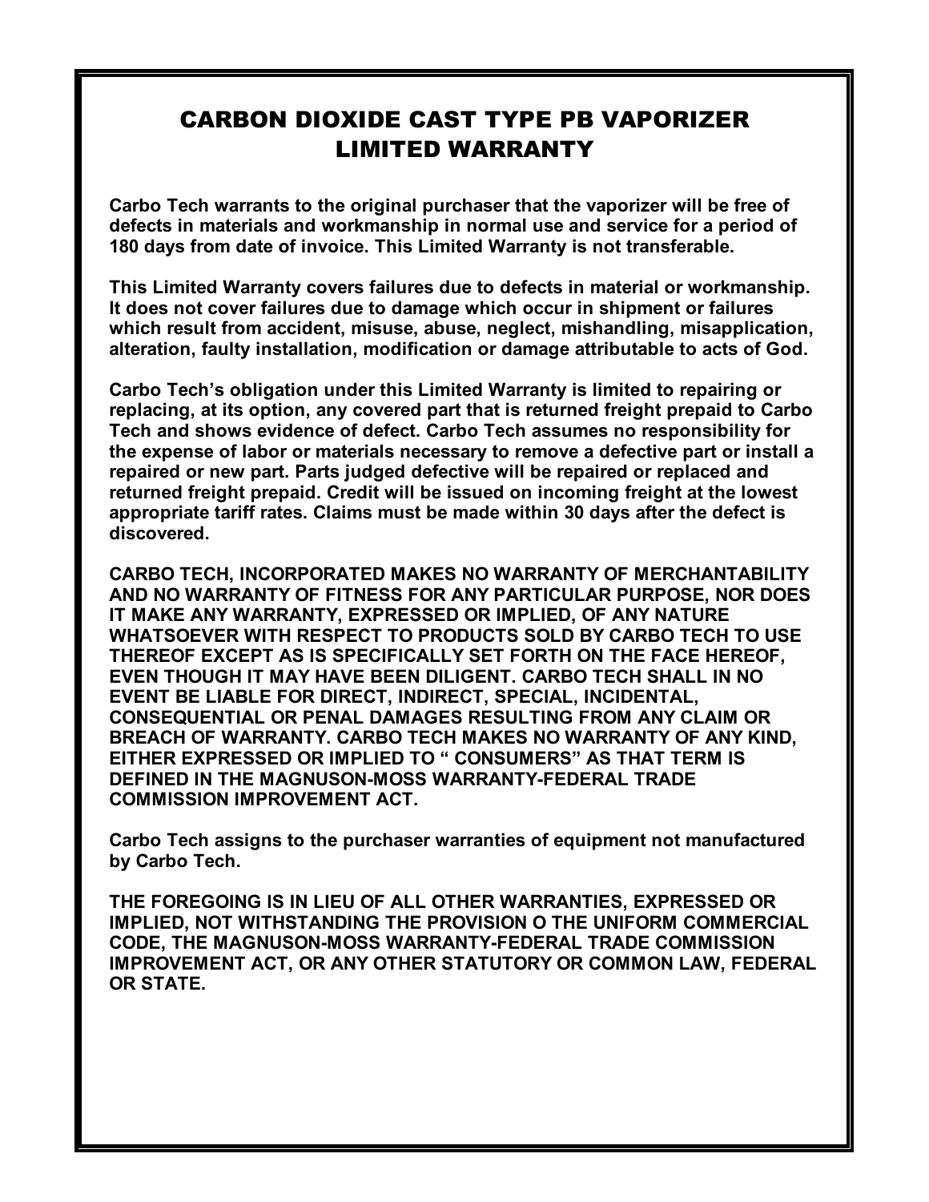# CARBON DIOXIDE CAST TYPE PB VAPORIZER LIMITED WARRANTY

**Carbo Tech warrants to the original purchaser that the vaporizer will be free of defects in materials and workmanship in normal use and service for a period of 180 days from date of invoice. This Limited Warranty is not transferable.**

**This Limited Warranty covers failures due to defects in material or workmanship. It does not cover failures due to damage which occur in shipment or failures which result from accident, misuse, abuse, neglect, mishandling, misapplication, alteration, faulty installation, modification or damage attributable to acts of God.**

**Carbo Tech's obligation under this Limited Warranty is limited to repairing or replacing, at its option, any covered part that is returned freight prepaid to Carbo Tech and shows evidence of defect. Carbo Tech assumes no responsibility for the expense of labor or materials necessary to remove a defective part or install a repaired or new part. Parts judged defective will be repaired or replaced and returned freight prepaid. Credit will be issued on incoming freight at the lowest appropriate tariff rates. Claims must be made within 30 days after the defect is discovered.**

**CARBO TECH, INCORPORATED MAKES NO WARRANTY OF MERCHANTABILITY AND NO WARRANTY OF FITNESS FOR ANY PARTICULAR PURPOSE, NOR DOES IT MAKE ANY WARRANTY, EXPRESSED OR IMPLIED, OF ANY NATURE WHATSOEVER WITH RESPECT TO PRODUCTS SOLD BY CARBO TECH TO USE THEREOF EXCEPT AS IS SPECIFICALLY SET FORTH ON THE FACE HEREOF, EVEN THOUGH IT MAY HAVE BEEN DILIGENT. CARBO TECH SHALL IN NO EVENT BE LIABLE FOR DIRECT, INDIRECT, SPECIAL, INCIDENTAL, CONSEQUENTIAL OR PENAL DAMAGES RESULTING FROM ANY CLAIM OR BREACH OF WARRANTY. CARBO TECH MAKES NO WARRANTY OF ANY KIND, EITHER EXPRESSED OR IMPLIED TO " CONSUMERS" AS THAT TERM IS DEFINED IN THE MAGNUSON-MOSS WARRANTY-FEDERAL TRADE COMMISSION IMPROVEMENT ACT.**

**Carbo Tech assigns to the purchaser warranties of equipment not manufactured by Carbo Tech.**

**THE FOREGOING IS IN LIEU OF ALL OTHER WARRANTIES, EXPRESSED OR IMPLIED, NOT WITHSTANDING THE PROVISION O THE UNIFORM COMMERCIAL CODE, THE MAGNUSON-MOSS WARRANTY-FEDERAL TRADE COMMISSION IMPROVEMENT ACT, OR ANY OTHER STATUTORY OR COMMON LAW, FEDERAL OR STATE.**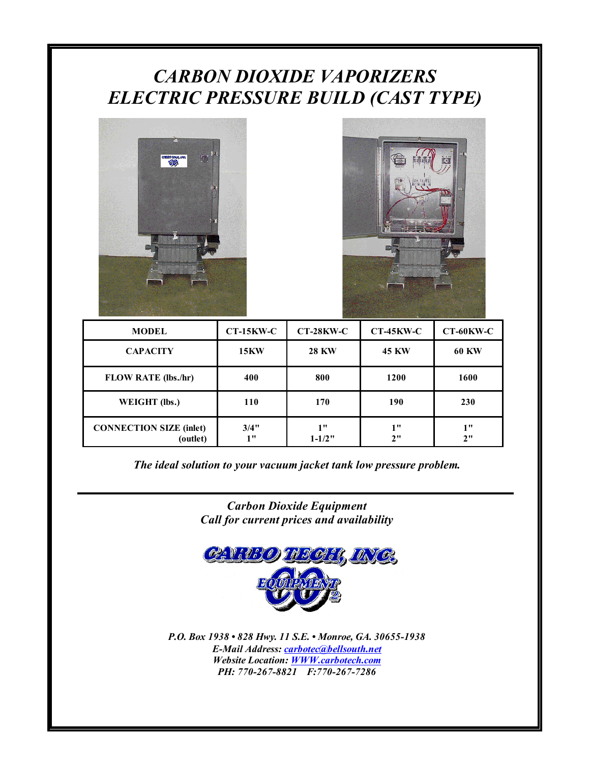# *CARBON DIOXIDE VAPORIZERS*
# *ELECTRIC PRESSURE BUILD (CAST TYPE)*

| MODEL | CT-15KW-C | CT-28KW-C | CT-45KW-C | CT-60KW-C |
|---|---|---|---|---|
| CAPACITY | 15KW | 28 KW | 45 KW | 60 KW |
| FLOW RATE (lbs./hr) | 400 | 800 | 1200 | 1600 |
| WEIGHT (lbs.) | 110 | 170 | 190 | 230 |
| CONNECTION SIZE (inlet) (outlet) | 3/4" 1" | 1" 1-1/2" | 1" 2" | 1" 2" |

***The ideal solution to your vacuum jacket tank low pressure problem.***

---

***Carbon Dioxide Equipment***
***Call for current prices and availability***

**CARBO TECH, INC.**

**EQUIPMENT $CO_2$**

***P.O. Box 1938 • 828 Hwy. 11 S.E. • Monroe, GA. 30655-1938***
***E-Mail Address: carbotec@bellsouth.net***
***Website Location: WWW.carbotech.com***
***PH: 770-267-8821 F:770-267-7286***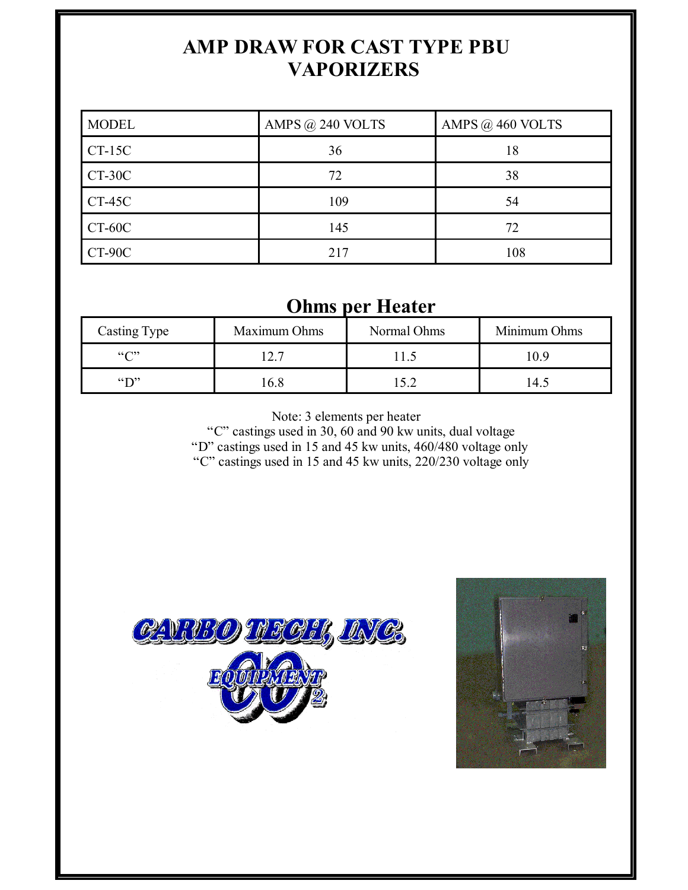# AMP DRAW FOR CAST TYPE PBU VAPORIZERS

| MODEL | AMPS @ 240 VOLTS | AMPS @ 460 VOLTS |
|---|---|---|
| CT-15C | 36 | 18 |
| CT-30C | 72 | 38 |
| CT-45C | 109 | 54 |
| CT-60C | 145 | 72 |
| CT-90C | 217 | 108 |

## Ohms per Heater

| Casting Type | Maximum Ohms | Normal Ohms | Minimum Ohms |
|---|---|---|---|
| "C" | 12.7 | 11.5 | 10.9 |
| "D" | 16.8 | 15.2 | 14.5 |

Note: 3 elements per heater
"C" castings used in 30, 60 and 90 kw units, dual voltage
"D" castings used in 15 and 45 kw units, 460/480 voltage only
"C" castings used in 15 and 45 kw units, 220/230 voltage only

CARBO TECH, INC.
$CO_2$ EQUIPMENT